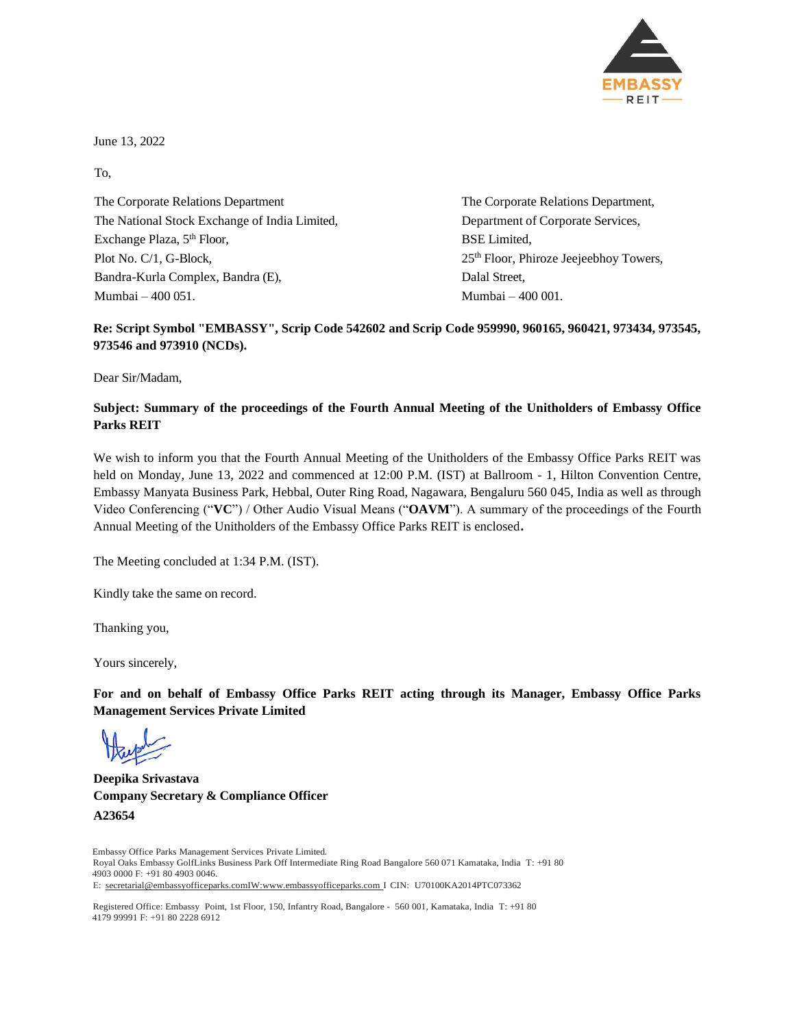June 13, 2022

To,

The Corporate Relations Department
The National Stock Exchange of India Limited,
Exchange Plaza, 5th Floor,
Plot No. C/1, G-Block,
Bandra-Kurla Complex, Bandra (E),
Mumbai – 400 051.

The Corporate Relations Department,
Department of Corporate Services,
BSE Limited,
25th Floor, Phiroze Jeejeebhoy Towers,
Dalal Street,
Mumbai – 400 001.

**Re: Script Symbol "EMBASSY", Scrip Code 542602 and Scrip Code 959990, 960165, 960421, 973434, 973545, 973546 and 973910 (NCDs).**

Dear Sir/Madam,

**Subject: Summary of the proceedings of the Fourth Annual Meeting of the Unitholders of Embassy Office Parks REIT**

We wish to inform you that the Fourth Annual Meeting of the Unitholders of the Embassy Office Parks REIT was held on Monday, June 13, 2022 and commenced at 12:00 P.M. (IST) at Ballroom - 1, Hilton Convention Centre, Embassy Manyata Business Park, Hebbal, Outer Ring Road, Nagawara, Bengaluru 560 045, India as well as through Video Conferencing ("**VC**") / Other Audio Visual Means ("**OAVM**"). A summary of the proceedings of the Fourth Annual Meeting of the Unitholders of the Embassy Office Parks REIT is enclosed.

The Meeting concluded at 1:34 P.M. (IST).

Kindly take the same on record.

Thanking you,

Yours sincerely,

**For and on behalf of Embassy Office Parks REIT acting through its Manager, Embassy Office Parks Management Services Private Limited**

**Deepika Srivastava**
**Company Secretary & Compliance Officer**
**A23654**

Embassy Office Parks Management Services Private Limited.
Royal Oaks Embassy GolfLinks Business Park Off Intermediate Ring Road Bangalore 560 071 Kamataka, India T: +91 80 4903 0000 F: +91 80 4903 0046.
E: secretarial@embassyofficeparks.comIW:www.embassyofficeparks.com I CIN: U70100KA2014PTC073362

Registered Office: Embassy Point, 1st Floor, 150, Infantry Road, Bangalore - 560 001, Kamataka, India T: +91 80 4179 99991 F: +91 80 2228 6912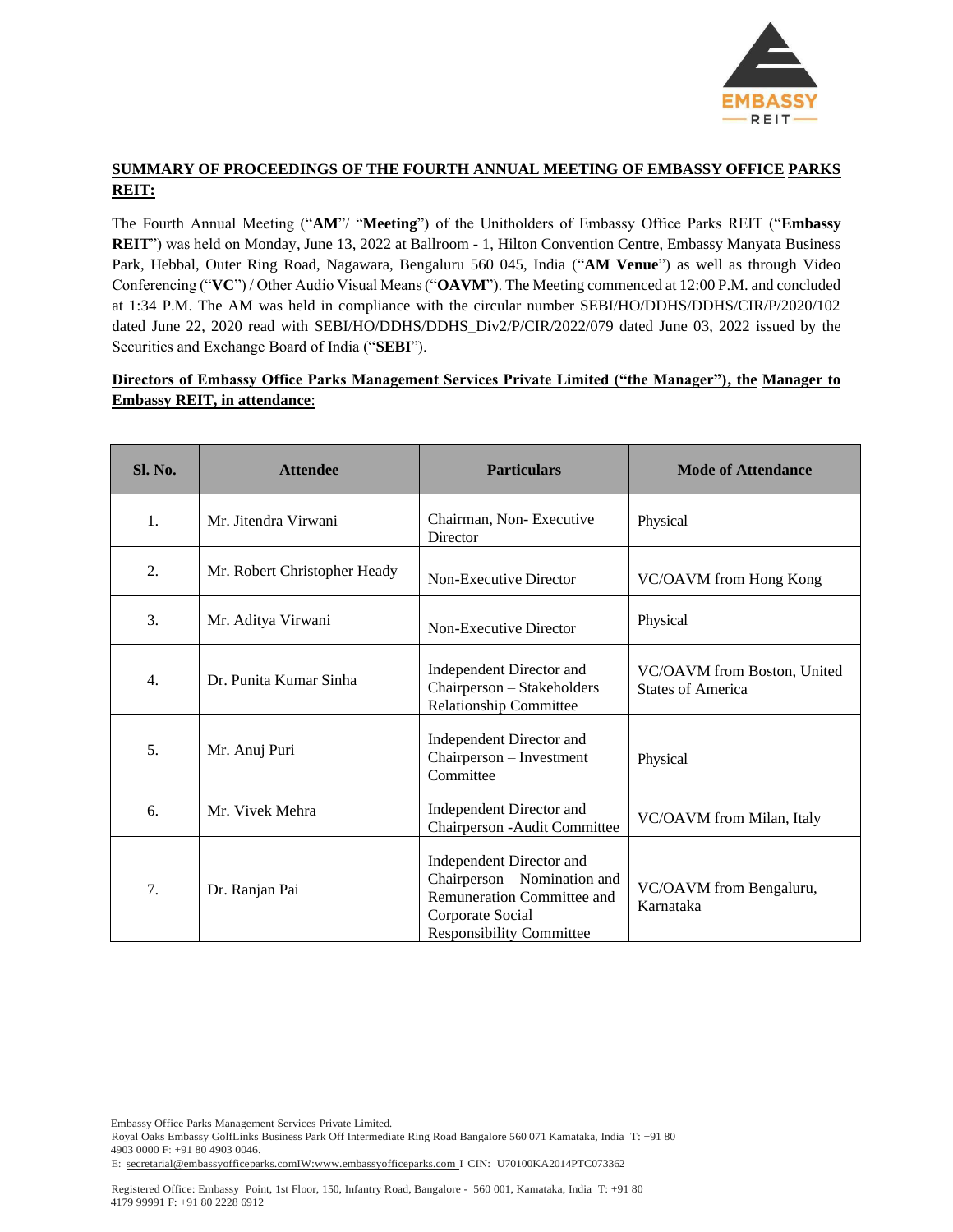**SUMMARY OF PROCEEDINGS OF THE FOURTH ANNUAL MEETING OF EMBASSY OFFICE PARKS REIT:**

The Fourth Annual Meeting ("**AM**"/ "**Meeting**") of the Unitholders of Embassy Office Parks REIT ("**Embassy REIT**") was held on Monday, June 13, 2022 at Ballroom - 1, Hilton Convention Centre, Embassy Manyata Business Park, Hebbal, Outer Ring Road, Nagawara, Bengaluru 560 045, India ("**AM Venue**") as well as through Video Conferencing ("**VC**") / Other Audio Visual Means ("**OAVM**"). The Meeting commenced at 12:00 P.M. and concluded at 1:34 P.M. The AM was held in compliance with the circular number SEBI/HO/DDHS/DDHS/CIR/P/2020/102 dated June 22, 2020 read with SEBI/HO/DDHS/DDHS_Div2/P/CIR/2022/079 dated June 03, 2022 issued by the Securities and Exchange Board of India ("**SEBI**").

**Directors of Embassy Office Parks Management Services Private Limited ("the Manager"), the Manager to Embassy REIT, in attendance**:

| Sl. No. | Attendee | Particulars | Mode of Attendance |
|---|---|---|---|
| 1. | Mr. Jitendra Virwani | Chairman, Non- Executive Director | Physical |
| 2. | Mr. Robert Christopher Heady | Non-Executive Director | VC/OAVM from Hong Kong |
| 3. | Mr. Aditya Virwani | Non-Executive Director | Physical |
| 4. | Dr. Punita Kumar Sinha | Independent Director and Chairperson – Stakeholders Relationship Committee | VC/OAVM from Boston, United States of America |
| 5. | Mr. Anuj Puri | Independent Director and Chairperson – Investment Committee | Physical |
| 6. | Mr. Vivek Mehra | Independent Director and Chairperson -Audit Committee | VC/OAVM from Milan, Italy |
| 7. | Dr. Ranjan Pai | Independent Director and Chairperson – Nomination and Remuneration Committee and Corporate Social Responsibility Committee | VC/OAVM from Bengaluru, Karnataka |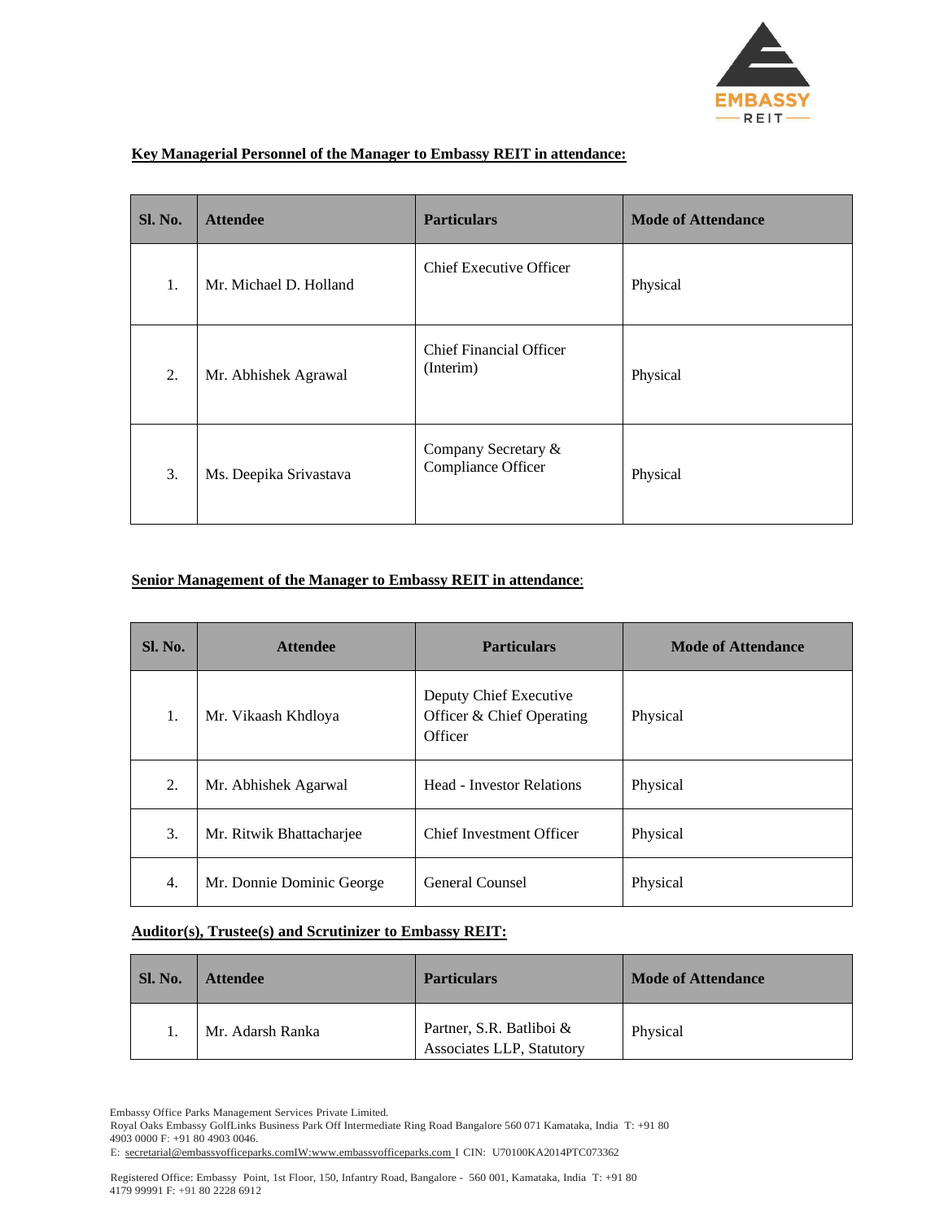**Key Managerial Personnel of the Manager to Embassy REIT in attendance:**

| Sl. No. | Attendee | Particulars | Mode of Attendance |
|---|---|---|---|
| 1. | Mr. Michael D. Holland | Chief Executive Officer | Physical |
| 2. | Mr. Abhishek Agrawal | Chief Financial Officer (Interim) | Physical |
| 3. | Ms. Deepika Srivastava | Company Secretary & Compliance Officer | Physical |

**Senior Management of the Manager to Embassy REIT in attendance**:

| Sl. No. | Attendee | Particulars | Mode of Attendance |
|---|---|---|---|
| 1. | Mr. Vikaash Khdloya | Deputy Chief Executive Officer & Chief Operating Officer | Physical |
| 2. | Mr. Abhishek Agarwal | Head - Investor Relations | Physical |
| 3. | Mr. Ritwik Bhattacharjee | Chief Investment Officer | Physical |
| 4. | Mr. Donnie Dominic George | General Counsel | Physical |

**Auditor(s), Trustee(s) and Scrutinizer to Embassy REIT:**

| Sl. No. | Attendee | Particulars | Mode of Attendance |
|---|---|---|---|
| 1. | Mr. Adarsh Ranka | Partner, S.R. Batliboi & Associates LLP, Statutory | Physical |

Embassy Office Parks Management Services Private Limited.
Royal Oaks Embassy GolfLinks Business Park Off Intermediate Ring Road Bangalore 560 071 Kamataka, India T: +91 80 4903 0000 F: +91 80 4903 0046.
E: secretarial@embassyofficeparks.comIW:www.embassyofficeparks.com I CIN: U70100KA2014PTC073362

Registered Office: Embassy Point, 1st Floor, 150, Infantry Road, Bangalore - 560 001, Kamataka, India T: +91 80 4179 99991 F: +91 80 2228 6912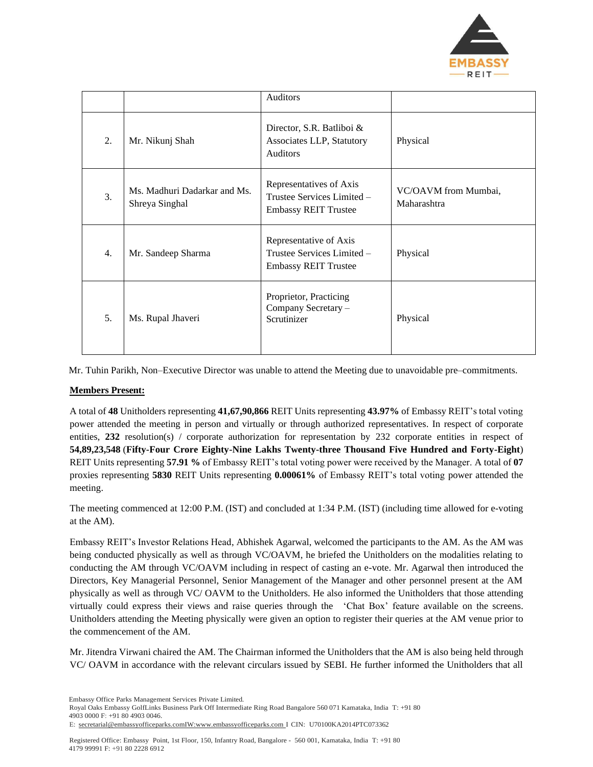|  |  | Auditors |  |
|---|---|---|---|
| 2. | Mr. Nikunj Shah | Director, S.R. Batliboi & Associates LLP, Statutory Auditors | Physical |
| 3. | Ms. Madhuri Dadarkar and Ms. Shreya Singhal | Representatives of Axis Trustee Services Limited – Embassy REIT Trustee | VC/OAVM from Mumbai, Maharashtra |
| 4. | Mr. Sandeep Sharma | Representative of Axis Trustee Services Limited – Embassy REIT Trustee | Physical |
| 5. | Ms. Rupal Jhaveri | Proprietor, Practicing Company Secretary – Scrutinizer | Physical |

Mr. Tuhin Parikh, Non–Executive Director was unable to attend the Meeting due to unavoidable pre–commitments.

**Members Present:**

A total of **48** Unitholders representing **41,67,90,866** REIT Units representing **43.97%** of Embassy REIT's total voting power attended the meeting in person and virtually or through authorized representatives. In respect of corporate entities, **232** resolution(s) / corporate authorization for representation by 232 corporate entities in respect of **54,89,23,548** (**Fifty-Four Crore Eighty-Nine Lakhs Twenty-three Thousand Five Hundred and Forty-Eight**) REIT Units representing **57.91 %** of Embassy REIT's total voting power were received by the Manager. A total of **07** proxies representing **5830** REIT Units representing **0.00061%** of Embassy REIT's total voting power attended the meeting.

The meeting commenced at 12:00 P.M. (IST) and concluded at 1:34 P.M. (IST) (including time allowed for e-voting at the AM).

Embassy REIT's Investor Relations Head, Abhishek Agarwal, welcomed the participants to the AM. As the AM was being conducted physically as well as through VC/OAVM, he briefed the Unitholders on the modalities relating to conducting the AM through VC/OAVM including in respect of casting an e-vote. Mr. Agarwal then introduced the Directors, Key Managerial Personnel, Senior Management of the Manager and other personnel present at the AM physically as well as through VC/ OAVM to the Unitholders. He also informed the Unitholders that those attending virtually could express their views and raise queries through the 'Chat Box' feature available on the screens. Unitholders attending the Meeting physically were given an option to register their queries at the AM venue prior to the commencement of the AM.

Mr. Jitendra Virwani chaired the AM. The Chairman informed the Unitholders that the AM is also being held through VC/ OAVM in accordance with the relevant circulars issued by SEBI. He further informed the Unitholders that all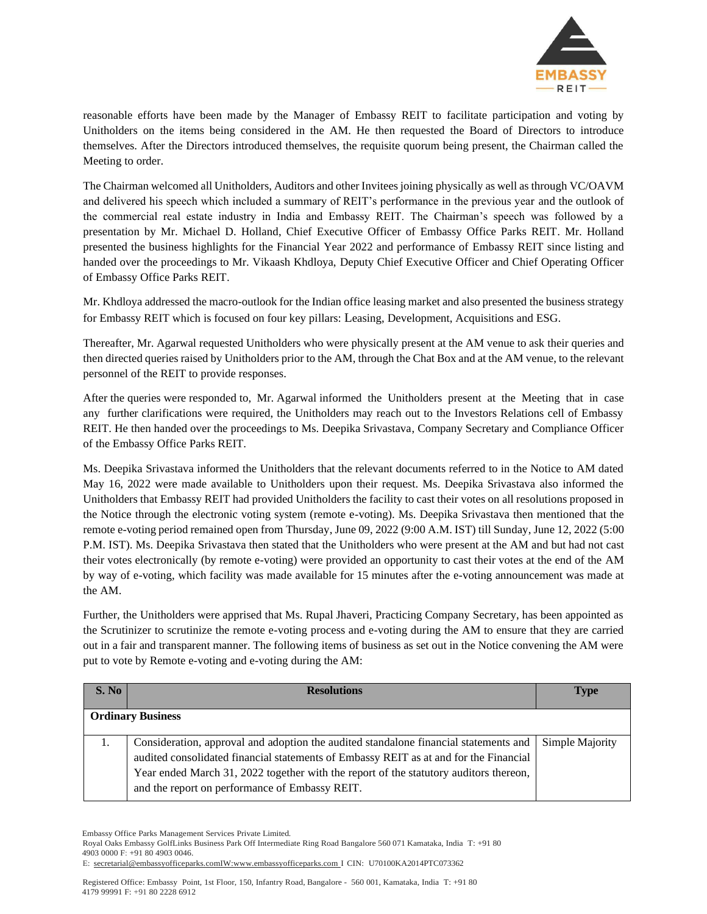reasonable efforts have been made by the Manager of Embassy REIT to facilitate participation and voting by Unitholders on the items being considered in the AM. He then requested the Board of Directors to introduce themselves. After the Directors introduced themselves, the requisite quorum being present, the Chairman called the Meeting to order.

The Chairman welcomed all Unitholders, Auditors and other Invitees joining physically as well as through VC/OAVM and delivered his speech which included a summary of REIT's performance in the previous year and the outlook of the commercial real estate industry in India and Embassy REIT. The Chairman's speech was followed by a presentation by Mr. Michael D. Holland, Chief Executive Officer of Embassy Office Parks REIT. Mr. Holland presented the business highlights for the Financial Year 2022 and performance of Embassy REIT since listing and handed over the proceedings to Mr. Vikaash Khdloya, Deputy Chief Executive Officer and Chief Operating Officer of Embassy Office Parks REIT.

Mr. Khdloya addressed the macro-outlook for the Indian office leasing market and also presented the business strategy for Embassy REIT which is focused on four key pillars: Leasing, Development, Acquisitions and ESG.

Thereafter, Mr. Agarwal requested Unitholders who were physically present at the AM venue to ask their queries and then directed queries raised by Unitholders prior to the AM, through the Chat Box and at the AM venue, to the relevant personnel of the REIT to provide responses.

After the queries were responded to, Mr. Agarwal informed the Unitholders present at the Meeting that in case any further clarifications were required, the Unitholders may reach out to the Investors Relations cell of Embassy REIT. He then handed over the proceedings to Ms. Deepika Srivastava, Company Secretary and Compliance Officer of the Embassy Office Parks REIT.

Ms. Deepika Srivastava informed the Unitholders that the relevant documents referred to in the Notice to AM dated May 16, 2022 were made available to Unitholders upon their request. Ms. Deepika Srivastava also informed the Unitholders that Embassy REIT had provided Unitholders the facility to cast their votes on all resolutions proposed in the Notice through the electronic voting system (remote e-voting). Ms. Deepika Srivastava then mentioned that the remote e-voting period remained open from Thursday, June 09, 2022 (9:00 A.M. IST) till Sunday, June 12, 2022 (5:00 P.M. IST). Ms. Deepika Srivastava then stated that the Unitholders who were present at the AM and but had not cast their votes electronically (by remote e-voting) were provided an opportunity to cast their votes at the end of the AM by way of e-voting, which facility was made available for 15 minutes after the e-voting announcement was made at the AM.

Further, the Unitholders were apprised that Ms. Rupal Jhaveri, Practicing Company Secretary, has been appointed as the Scrutinizer to scrutinize the remote e-voting process and e-voting during the AM to ensure that they are carried out in a fair and transparent manner. The following items of business as set out in the Notice convening the AM were put to vote by Remote e-voting and e-voting during the AM:

| S. No | Resolutions | Type |
|---|---|---|
| **Ordinary Business** | | |
| 1. | Consideration, approval and adoption the audited standalone financial statements and audited consolidated financial statements of Embassy REIT as at and for the Financial Year ended March 31, 2022 together with the report of the statutory auditors thereon, and the report on performance of Embassy REIT. | Simple Majority |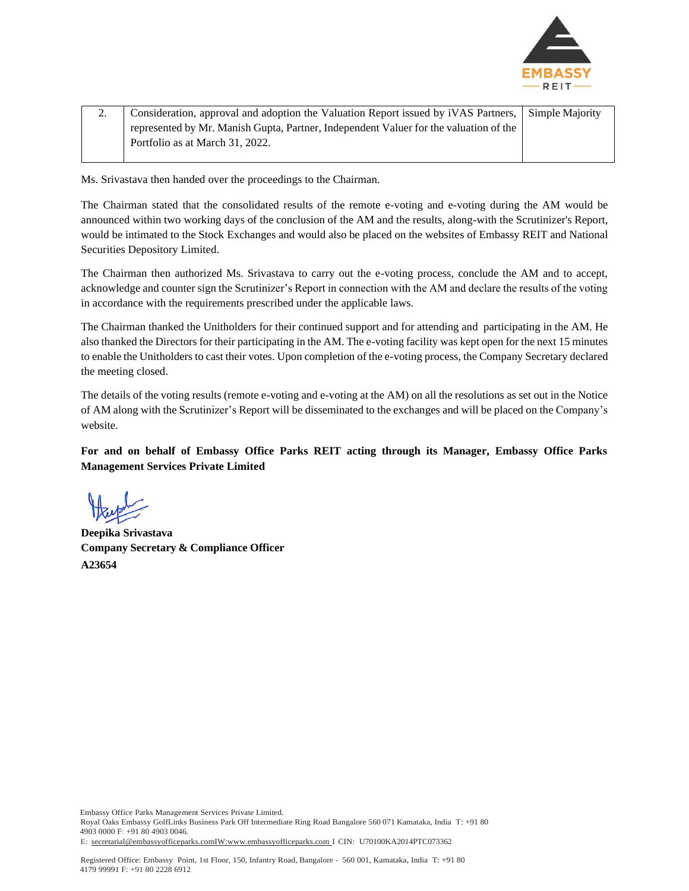| | | |
|---|---|---|
| 2. | Consideration, approval and adoption the Valuation Report issued by iVAS Partners, represented by Mr. Manish Gupta, Partner, Independent Valuer for the valuation of the Portfolio as at March 31, 2022. | Simple Majority |

Ms. Srivastava then handed over the proceedings to the Chairman.

The Chairman stated that the consolidated results of the remote e-voting and e-voting during the AM would be announced within two working days of the conclusion of the AM and the results, along-with the Scrutinizer's Report, would be intimated to the Stock Exchanges and would also be placed on the websites of Embassy REIT and National Securities Depository Limited.

The Chairman then authorized Ms. Srivastava to carry out the e-voting process, conclude the AM and to accept, acknowledge and counter sign the Scrutinizer's Report in connection with the AM and declare the results of the voting in accordance with the requirements prescribed under the applicable laws.

The Chairman thanked the Unitholders for their continued support and for attending and participating in the AM. He also thanked the Directors for their participating in the AM. The e-voting facility was kept open for the next 15 minutes to enable the Unitholders to cast their votes. Upon completion of the e-voting process, the Company Secretary declared the meeting closed.

The details of the voting results (remote e-voting and e-voting at the AM) on all the resolutions as set out in the Notice of AM along with the Scrutinizer's Report will be disseminated to the exchanges and will be placed on the Company's website.

**For and on behalf of Embassy Office Parks REIT acting through its Manager, Embassy Office Parks Management Services Private Limited**

**Deepika Srivastava**
**Company Secretary & Compliance Officer**
**A23654**

Embassy Office Parks Management Services Private Limited.
Royal Oaks Embassy GolfLinks Business Park Off Intermediate Ring Road Bangalore 560 071 Kamataka, India T: +91 80 4903 0000 F: +91 80 4903 0046.
E: secretarial@embassyofficeparks.comIW:www.embassyofficeparks.com I CIN: U70100KA2014PTC073362

Registered Office: Embassy Point, 1st Floor, 150, Infantry Road, Bangalore - 560 001, Kamataka, India T: +91 80 4179 99991 F: +91 80 2228 6912